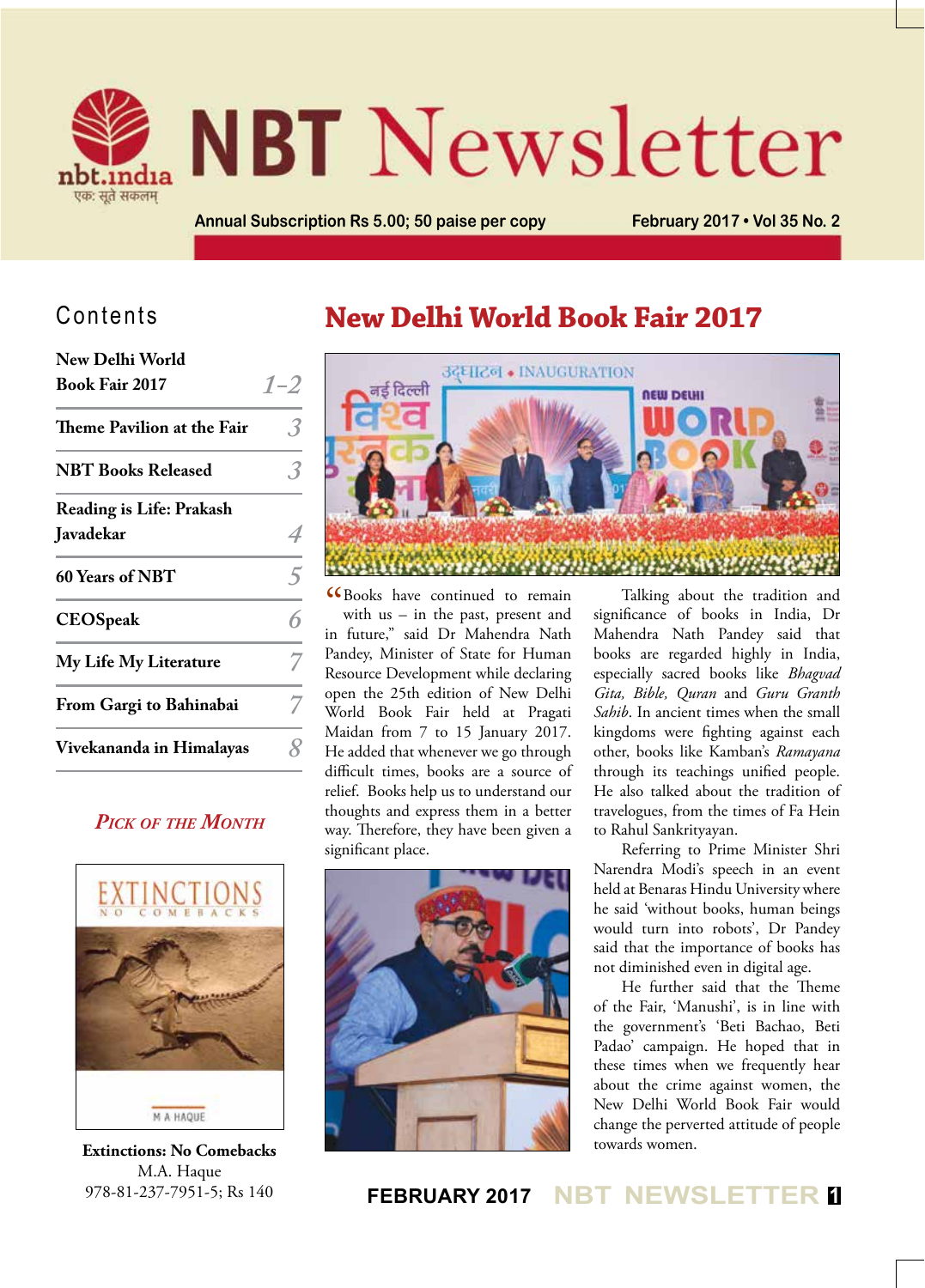# NBT Newsletter

Annual Subscription Rs 5.00; 50 paise per copy

February 2017 • Vol 35 No. 2

## Contents

| | |
|---|---|
| New Delhi World Book Fair 2017 | 1–2 |
| Theme Pavilion at the Fair | 3 |
| NBT Books Released | 3 |
| Reading is Life: Prakash Javadekar | 4 |
| 60 Years of NBT | 5 |
| CEOSpeak | 6 |
| My Life My Literature | 7 |
| From Gargi to Bahinabai | 7 |
| Vivekananda in Himalayas | 8 |

### Pick of the Month

**Extinctions: No Comebacks**
M.A. Haque
978-81-237-7951-5; Rs 140

# New Delhi World Book Fair 2017

"Books have continued to remain with us – in the past, present and in future," said Dr Mahendra Nath Pandey, Minister of State for Human Resource Development while declaring open the 25th edition of New Delhi World Book Fair held at Pragati Maidan from 7 to 15 January 2017. He added that whenever we go through difficult times, books are a source of relief. Books help us to understand our thoughts and express them in a better way. Therefore, they have been given a significant place.

Talking about the tradition and significance of books in India, Dr Mahendra Nath Pandey said that books are regarded highly in India, especially sacred books like *Bhagvad Gita, Bible, Quran* and *Guru Granth Sahib*. In ancient times when the small kingdoms were fighting against each other, books like Kamban's *Ramayana* through its teachings unified people. He also talked about the tradition of travelogues, from the times of Fa Hein to Rahul Sankrityayan.

Referring to Prime Minister Shri Narendra Modi's speech in an event held at Benaras Hindu University where he said 'without books, human beings would turn into robots', Dr Pandey said that the importance of books has not diminished even in digital age.

He further said that the Theme of the Fair, 'Manushi', is in line with the government's 'Beti Bachao, Beti Padao' campaign. He hoped that in these times when we frequently hear about the crime against women, the New Delhi World Book Fair would change the perverted attitude of people towards women.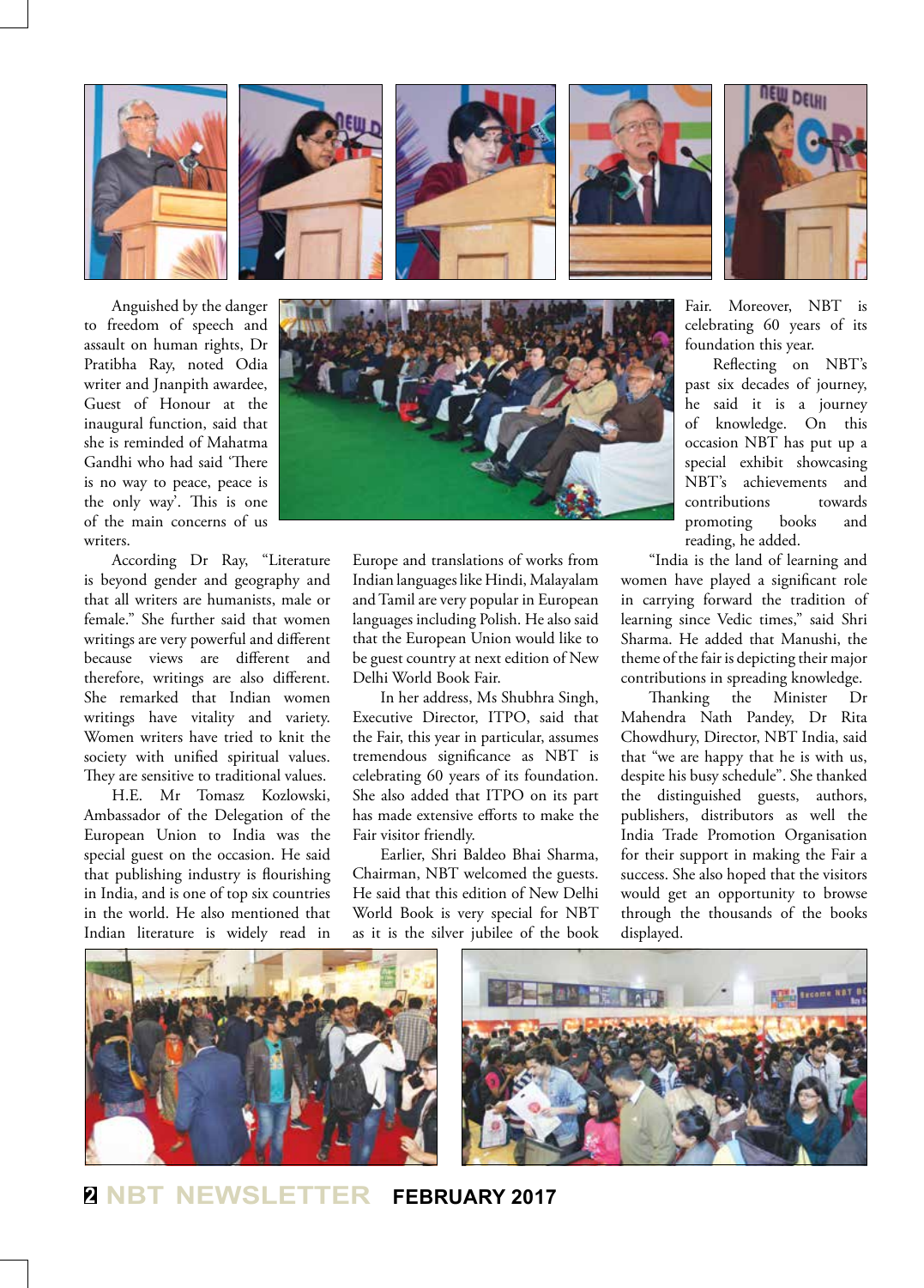Anguished by the danger to freedom of speech and assault on human rights, Dr Pratibha Ray, noted Odia writer and Jnanpith awardee, Guest of Honour at the inaugural function, said that she is reminded of Mahatma Gandhi who had said 'There is no way to peace, peace is the only way'. This is one of the main concerns of us writers.

According Dr Ray, "Literature is beyond gender and geography and that all writers are humanists, male or female." She further said that women writings are very powerful and different because views are different and therefore, writings are also different. She remarked that Indian women writings have vitality and variety. Women writers have tried to knit the society with unified spiritual values. They are sensitive to traditional values.

H.E. Mr Tomasz Kozlowski, Ambassador of the Delegation of the European Union to India was the special guest on the occasion. He said that publishing industry is flourishing in India, and is one of top six countries in the world. He also mentioned that Indian literature is widely read in Europe and translations of works from Indian languages like Hindi, Malayalam and Tamil are very popular in European languages including Polish. He also said that the European Union would like to be guest country at next edition of New Delhi World Book Fair.

In her address, Ms Shubhra Singh, Executive Director, ITPO, said that the Fair, this year in particular, assumes tremendous significance as NBT is celebrating 60 years of its foundation. She also added that ITPO on its part has made extensive efforts to make the Fair visitor friendly.

Earlier, Shri Baldeo Bhai Sharma, Chairman, NBT welcomed the guests. He said that this edition of New Delhi World Book is very special for NBT as it is the silver jubilee of the book Fair. Moreover, NBT is celebrating 60 years of its foundation this year.

Reflecting on NBT's past six decades of journey, he said it is a journey of knowledge. On this occasion NBT has put up a special exhibit showcasing NBT's achievements and contributions towards promoting books and reading, he added.

"India is the land of learning and women have played a significant role in carrying forward the tradition of learning since Vedic times," said Shri Sharma. He added that Manushi, the theme of the fair is depicting their major contributions in spreading knowledge.

Thanking the Minister Dr Mahendra Nath Pandey, Dr Rita Chowdhury, Director, NBT India, said that "we are happy that he is with us, despite his busy schedule". She thanked the distinguished guests, authors, publishers, distributors as well the India Trade Promotion Organisation for their support in making the Fair a success. She also hoped that the visitors would get an opportunity to browse through the thousands of the books displayed.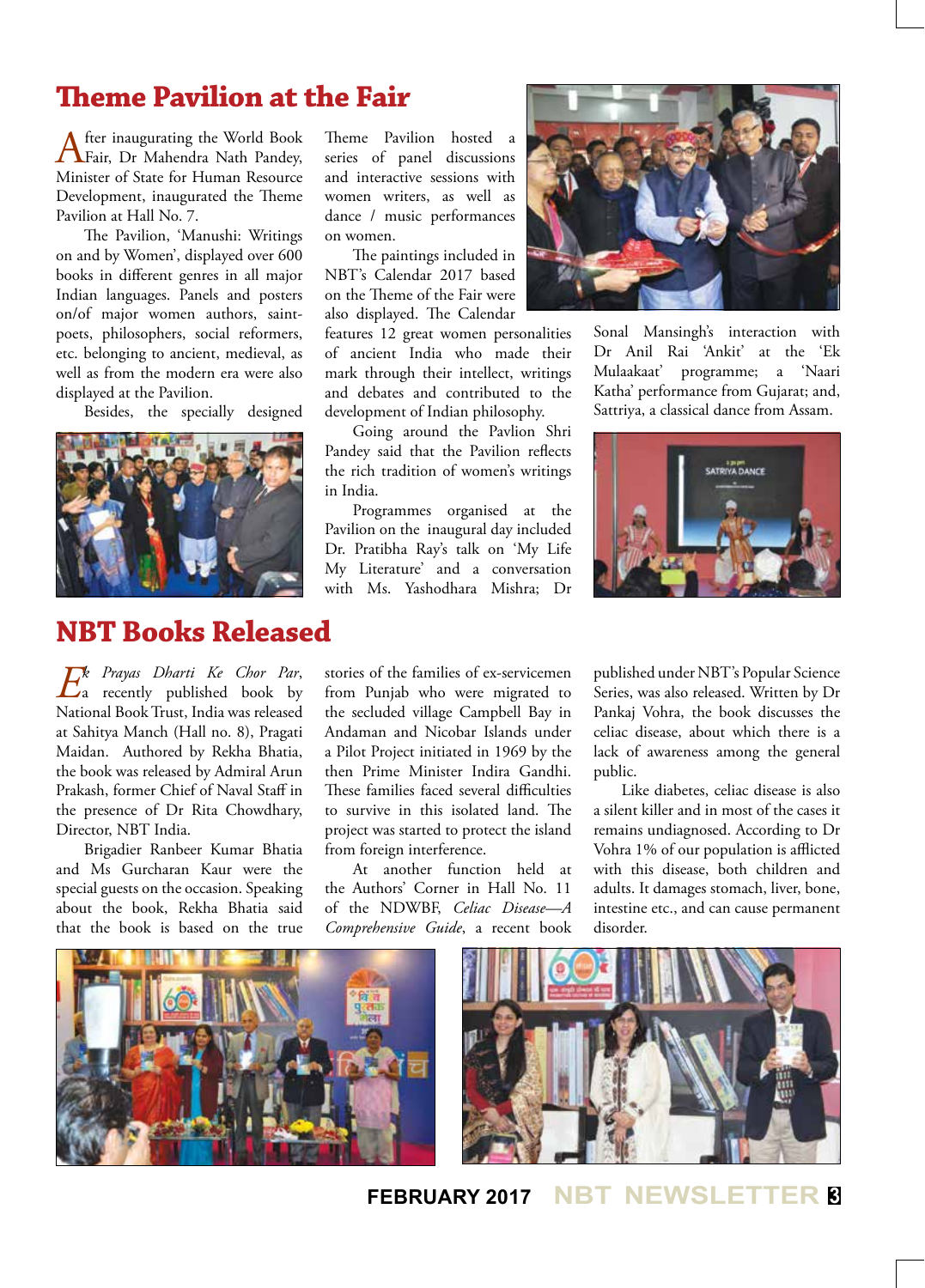# Theme Pavilion at the Fair

After inaugurating the World Book Fair, Dr Mahendra Nath Pandey, Minister of State for Human Resource Development, inaugurated the Theme Pavilion at Hall No. 7.

The Pavilion, 'Manushi: Writings on and by Women', displayed over 600 books in different genres in all major Indian languages. Panels and posters on/of major women authors, saint-poets, philosophers, social reformers, etc. belonging to ancient, medieval, as well as from the modern era were also displayed at the Pavilion.

Besides, the specially designed Theme Pavilion hosted a series of panel discussions and interactive sessions with women writers, as well as dance / music performances on women.

The paintings included in NBT's Calendar 2017 based on the Theme of the Fair were also displayed. The Calendar features 12 great women personalities of ancient India who made their mark through their intellect, writings and debates and contributed to the development of Indian philosophy.

Going around the Pavlion Shri Pandey said that the Pavilion reflects the rich tradition of women's writings in India.

Programmes organised at the Pavilion on the inaugural day included Dr. Pratibha Ray's talk on 'My Life My Literature' and a conversation with Ms. Yashodhara Mishra; Dr Sonal Mansingh's interaction with Dr Anil Rai 'Ankit' at the 'Ek Mulaakaat' programme; a 'Naari Katha' performance from Gujarat; and, Sattriya, a classical dance from Assam.

# NBT Books Released

*Ek Prayas Dharti Ke Chor Par*, a recently published book by National Book Trust, India was released at Sahitya Manch (Hall no. 8), Pragati Maidan. Authored by Rekha Bhatia, the book was released by Admiral Arun Prakash, former Chief of Naval Staff in the presence of Dr Rita Chowdhary, Director, NBT India.

Brigadier Ranbeer Kumar Bhatia and Ms Gurcharan Kaur were the special guests on the occasion. Speaking about the book, Rekha Bhatia said that the book is based on the true stories of the families of ex-servicemen from Punjab who were migrated to the secluded village Campbell Bay in Andaman and Nicobar Islands under a Pilot Project initiated in 1969 by the then Prime Minister Indira Gandhi. These families faced several difficulties to survive in this isolated land. The project was started to protect the island from foreign interference.

At another function held at the Authors' Corner in Hall No. 11 of the NDWBF, *Celiac Disease—A Comprehensive Guide*, a recent book published under NBT's Popular Science Series, was also released. Written by Dr Pankaj Vohra, the book discusses the celiac disease, about which there is a lack of awareness among the general public.

Like diabetes, celiac disease is also a silent killer and in most of the cases it remains undiagnosed. According to Dr Vohra 1% of our population is afflicted with this disease, both children and adults. It damages stomach, liver, bone, intestine etc., and can cause permanent disorder.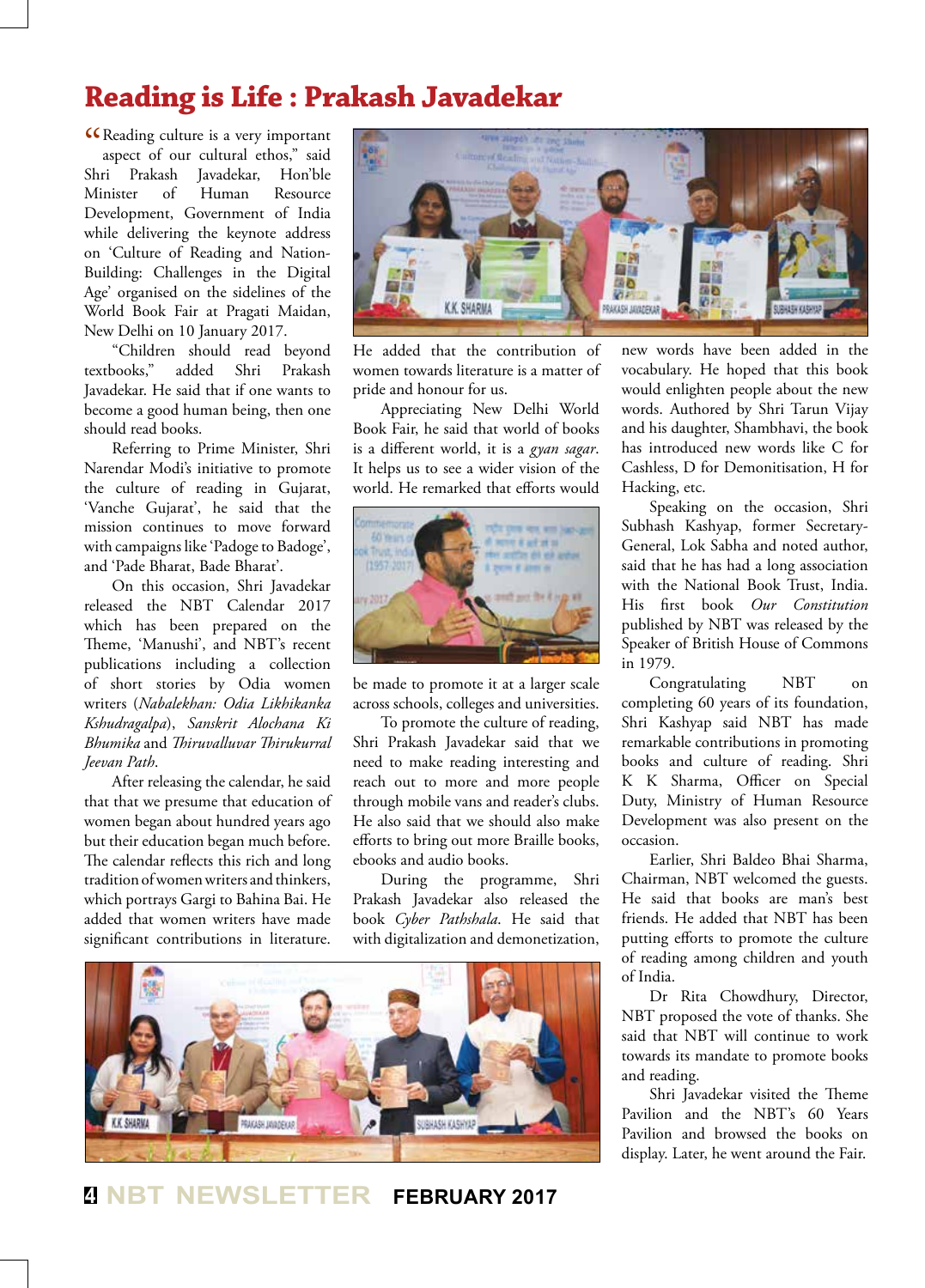# Reading is Life : Prakash Javadekar

"Reading culture is a very important aspect of our cultural ethos," said Shri Prakash Javadekar, Hon'ble Minister of Human Resource Development, Government of India while delivering the keynote address on 'Culture of Reading and Nation-Building: Challenges in the Digital Age' organised on the sidelines of the World Book Fair at Pragati Maidan, New Delhi on 10 January 2017.

"Children should read beyond textbooks," added Shri Prakash Javadekar. He said that if one wants to become a good human being, then one should read books.

Referring to Prime Minister, Shri Narendar Modi's initiative to promote the culture of reading in Gujarat, 'Vanche Gujarat', he said that the mission continues to move forward with campaigns like 'Padoge to Badoge', and 'Pade Bharat, Bade Bharat'.

On this occasion, Shri Javadekar released the NBT Calendar 2017 which has been prepared on the Theme, 'Manushi', and NBT's recent publications including a collection of short stories by Odia women writers (*Nabalekhan: Odia Likhikanka Kshudragalpa*), *Sanskrit Alochana Ki Bhumika* and *Thiruvalluvar Thirukurral Jeevan Path*.

After releasing the calendar, he said that that we presume that education of women began about hundred years ago but their education began much before. The calendar reflects this rich and long tradition of women writers and thinkers, which portrays Gargi to Bahina Bai. He added that women writers have made significant contributions in literature. He added that the contribution of women towards literature is a matter of pride and honour for us.

Appreciating New Delhi World Book Fair, he said that world of books is a different world, it is a *gyan sagar*. It helps us to see a wider vision of the world. He remarked that efforts would be made to promote it at a larger scale across schools, colleges and universities.

To promote the culture of reading, Shri Prakash Javadekar said that we need to make reading interesting and reach out to more and more people through mobile vans and reader's clubs. He also said that we should also make efforts to bring out more Braille books, ebooks and audio books.

During the programme, Shri Prakash Javadekar also released the book *Cyber Pathshala*. He said that with digitalization and demonetization, new words have been added in the vocabulary. He hoped that this book would enlighten people about the new words. Authored by Shri Tarun Vijay and his daughter, Shambhavi, the book has introduced new words like C for Cashless, D for Demonitisation, H for Hacking, etc.

Speaking on the occasion, Shri Subhash Kashyap, former Secretary-General, Lok Sabha and noted author, said that he has had a long association with the National Book Trust, India. His first book *Our Constitution* published by NBT was released by the Speaker of British House of Commons in 1979.

Congratulating NBT on completing 60 years of its foundation, Shri Kashyap said NBT has made remarkable contributions in promoting books and culture of reading. Shri K K Sharma, Officer on Special Duty, Ministry of Human Resource Development was also present on the occasion.

Earlier, Shri Baldeo Bhai Sharma, Chairman, NBT welcomed the guests. He said that books are man's best friends. He added that NBT has been putting efforts to promote the culture of reading among children and youth of India.

Dr Rita Chowdhury, Director, NBT proposed the vote of thanks. She said that NBT will continue to work towards its mandate to promote books and reading.

Shri Javadekar visited the Theme Pavilion and the NBT's 60 Years Pavilion and browsed the books on display. Later, he went around the Fair.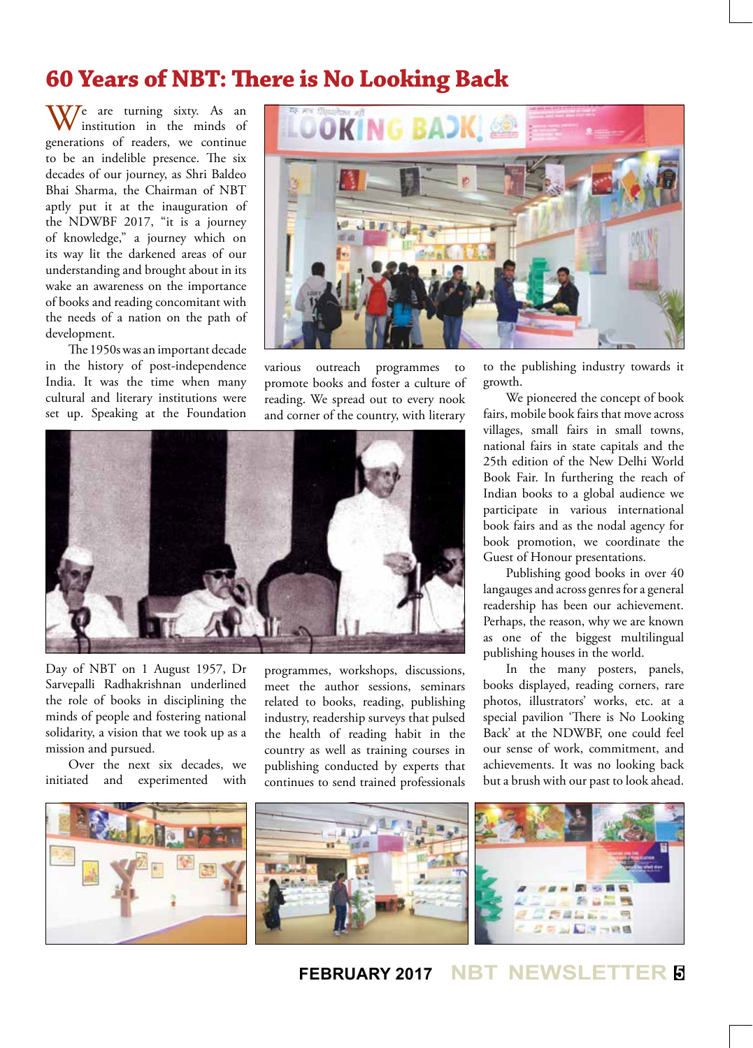# 60 Years of NBT: There is No Looking Back

We are turning sixty. As an institution in the minds of generations of readers, we continue to be an indelible presence. The six decades of our journey, as Shri Baldeo Bhai Sharma, the Chairman of NBT aptly put it at the inauguration of the NDWBF 2017, "it is a journey of knowledge," a journey which on its way lit the darkened areas of our understanding and brought about in its wake an awareness on the importance of books and reading concomitant with the needs of a nation on the path of development.

The 1950s was an important decade in the history of post-independence India. It was the time when many cultural and literary institutions were set up. Speaking at the Foundation Day of NBT on 1 August 1957, Dr Sarvepalli Radhakrishnan underlined the role of books in disciplining the minds of people and fostering national solidarity, a vision that we took up as a mission and pursued.

Over the next six decades, we initiated and experimented with various outreach programmes to promote books and foster a culture of reading. We spread out to every nook and corner of the country, with literary programmes, workshops, discussions, meet the author sessions, seminars related to books, reading, publishing industry, readership surveys that pulsed the health of reading habit in the country as well as training courses in publishing conducted by experts that continues to send trained professionals to the publishing industry towards it growth.

We pioneered the concept of book fairs, mobile book fairs that move across villages, small fairs in small towns, national fairs in state capitals and the 25th edition of the New Delhi World Book Fair. In furthering the reach of Indian books to a global audience we participate in various international book fairs and as the nodal agency for book promotion, we coordinate the Guest of Honour presentations.

Publishing good books in over 40 langauges and across genres for a general readership has been our achievement. Perhaps, the reason, why we are known as one of the biggest multilingual publishing houses in the world.

In the many posters, panels, books displayed, reading corners, rare photos, illustrators' works, etc. at a special pavilion 'There is No Looking Back' at the NDWBF, one could feel our sense of work, commitment, and achievements. It was no looking back but a brush with our past to look ahead.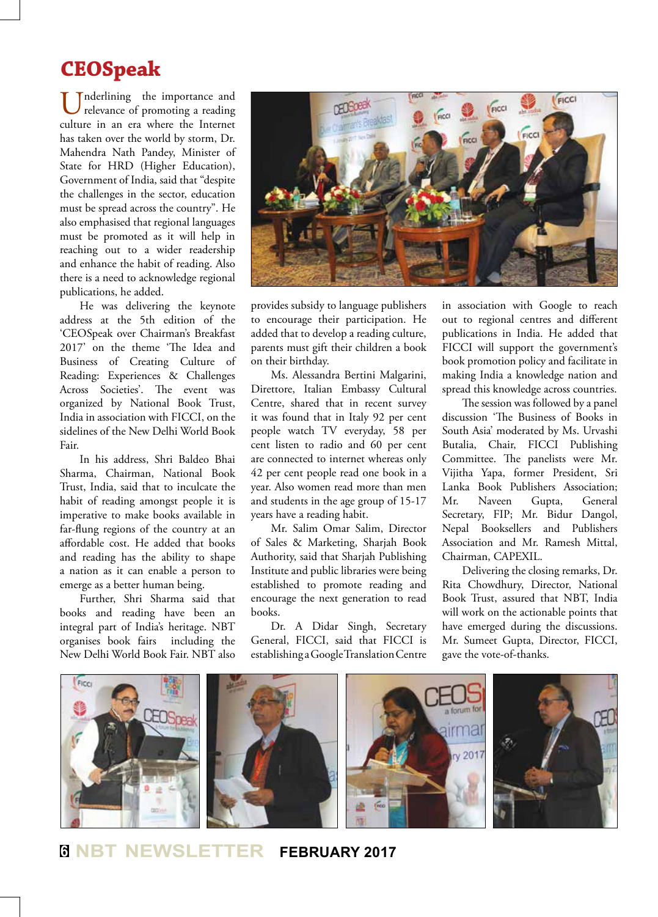# CEOSpeak

Underlining the importance and relevance of promoting a reading culture in an era where the Internet has taken over the world by storm, Dr. Mahendra Nath Pandey, Minister of State for HRD (Higher Education), Government of India, said that "despite the challenges in the sector, education must be spread across the country". He also emphasised that regional languages must be promoted as it will help in reaching out to a wider readership and enhance the habit of reading. Also there is a need to acknowledge regional publications, he added.

He was delivering the keynote address at the 5th edition of the 'CEOSpeak over Chairman's Breakfast 2017' on the theme 'The Idea and Business of Creating Culture of Reading: Experiences & Challenges Across Societies'. The event was organized by National Book Trust, India in association with FICCI, on the sidelines of the New Delhi World Book Fair.

In his address, Shri Baldeo Bhai Sharma, Chairman, National Book Trust, India, said that to inculcate the habit of reading amongst people it is imperative to make books available in far-flung regions of the country at an affordable cost. He added that books and reading has the ability to shape a nation as it can enable a person to emerge as a better human being.

Further, Shri Sharma said that books and reading have been an integral part of India's heritage. NBT organises book fairs including the New Delhi World Book Fair. NBT also provides subsidy to language publishers to encourage their participation. He added that to develop a reading culture, parents must gift their children a book on their birthday.

Ms. Alessandra Bertini Malgarini, Direttore, Italian Embassy Cultural Centre, shared that in recent survey it was found that in Italy 92 per cent people watch TV everyday, 58 per cent listen to radio and 60 per cent are connected to internet whereas only 42 per cent people read one book in a year. Also women read more than men and students in the age group of 15-17 years have a reading habit.

Mr. Salim Omar Salim, Director of Sales & Marketing, Sharjah Book Authority, said that Sharjah Publishing Institute and public libraries were being established to promote reading and encourage the next generation to read books.

Dr. A Didar Singh, Secretary General, FICCI, said that FICCI is establishing a Google Translation Centre in association with Google to reach out to regional centres and different publications in India. He added that FICCI will support the government's book promotion policy and facilitate in making India a knowledge nation and spread this knowledge across countries.

The session was followed by a panel discussion 'The Business of Books in South Asia' moderated by Ms. Urvashi Butalia, Chair, FICCI Publishing Committee. The panelists were Mr. Vijitha Yapa, former President, Sri Lanka Book Publishers Association; Mr. Naveen Gupta, General Secretary, FIP; Mr. Bidur Dangol, Nepal Booksellers and Publishers Association and Mr. Ramesh Mittal, Chairman, CAPEXIL.

Delivering the closing remarks, Dr. Rita Chowdhury, Director, National Book Trust, assured that NBT, India will work on the actionable points that have emerged during the discussions. Mr. Sumeet Gupta, Director, FICCI, gave the vote-of-thanks.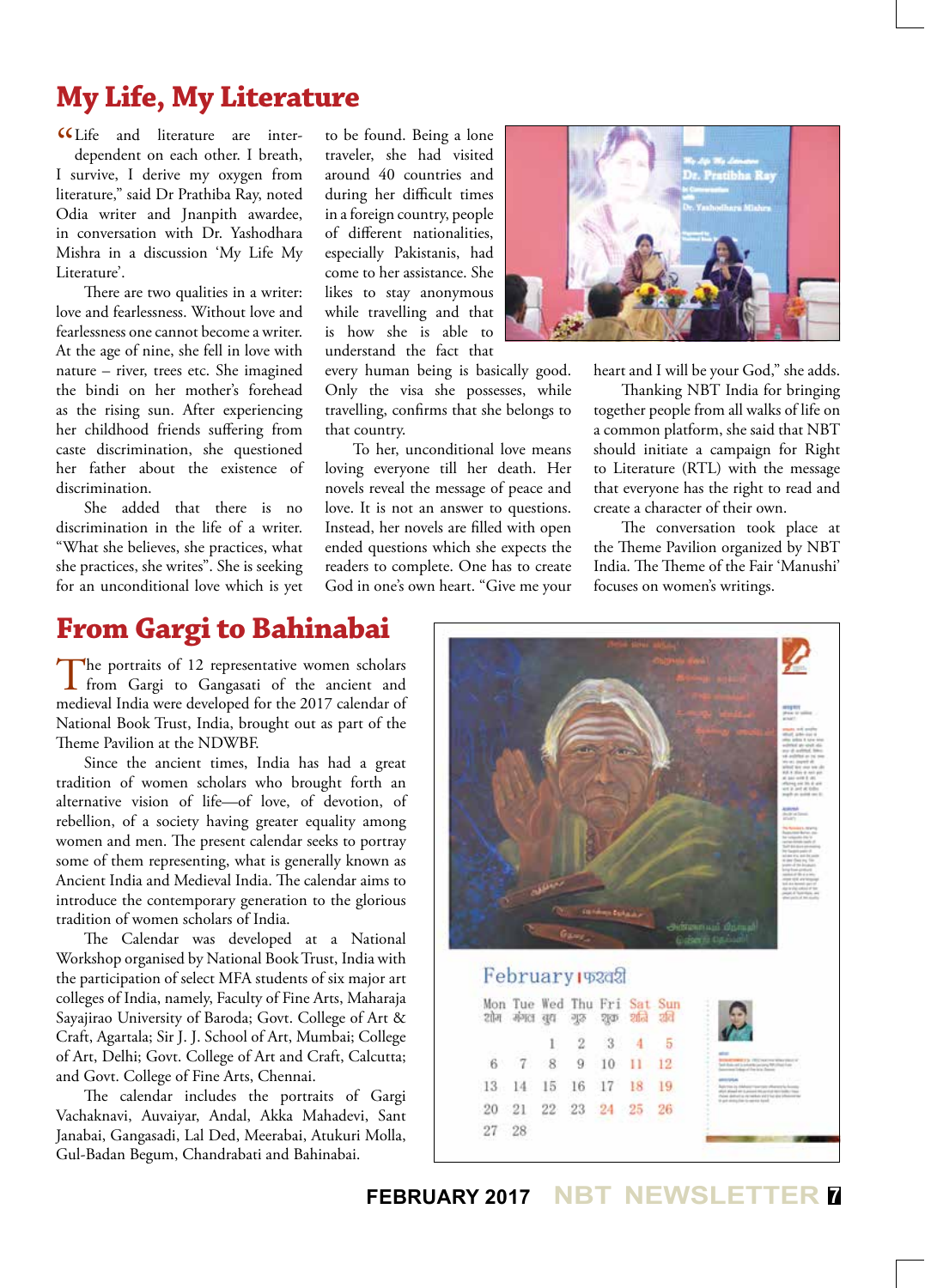## My Life, My Literature

"Life and literature are inter-dependent on each other. I breath, I survive, I derive my oxygen from literature," said Dr Prathiba Ray, noted Odia writer and Jnanpith awardee, in conversation with Dr. Yashodhara Mishra in a discussion 'My Life My Literature'.

There are two qualities in a writer: love and fearlessness. Without love and fearlessness one cannot become a writer. At the age of nine, she fell in love with nature – river, trees etc. She imagined the bindi on her mother's forehead as the rising sun. After experiencing her childhood friends suffering from caste discrimination, she questioned her father about the existence of discrimination.

She added that there is no discrimination in the life of a writer. "What she believes, she practices, what she practices, she writes". She is seeking for an unconditional love which is yet to be found. Being a lone traveler, she had visited around 40 countries and during her difficult times in a foreign country, people of different nationalities, especially Pakistanis, had come to her assistance. She likes to stay anonymous while travelling and that is how she is able to understand the fact that every human being is basically good. Only the visa she possesses, while travelling, confirms that she belongs to that country.

To her, unconditional love means loving everyone till her death. Her novels reveal the message of peace and love. It is not an answer to questions. Instead, her novels are filled with open ended questions which she expects the readers to complete. One has to create God in one's own heart. "Give me your heart and I will be your God," she adds.

Thanking NBT India for bringing together people from all walks of life on a common platform, she said that NBT should initiate a campaign for Right to Literature (RTL) with the message that everyone has the right to read and create a character of their own.

The conversation took place at the Theme Pavilion organized by NBT India. The Theme of the Fair 'Manushi' focuses on women's writings.

## From Gargi to Bahinabai

The portraits of 12 representative women scholars from Gargi to Gangasati of the ancient and medieval India were developed for the 2017 calendar of National Book Trust, India, brought out as part of the Theme Pavilion at the NDWBF.

Since the ancient times, India has had a great tradition of women scholars who brought forth an alternative vision of life—of love, of devotion, of rebellion, of a society having greater equality among women and men. The present calendar seeks to portray some of them representing, what is generally known as Ancient India and Medieval India. The calendar aims to introduce the contemporary generation to the glorious tradition of women scholars of India.

The Calendar was developed at a National Workshop organised by National Book Trust, India with the participation of select MFA students of six major art colleges of India, namely, Faculty of Fine Arts, Maharaja Sayajirao University of Baroda; Govt. College of Art & Craft, Agartala; Sir J. J. School of Art, Mumbai; College of Art, Delhi; Govt. College of Art and Craft, Calcutta; and Govt. College of Fine Arts, Chennai.

The calendar includes the portraits of Gargi Vachaknavi, Auvaiyar, Andal, Akka Mahadevi, Sant Janabai, Gangasadi, Lal Ded, Meerabai, Atukuri Molla, Gul-Badan Begum, Chandrabati and Bahinabai.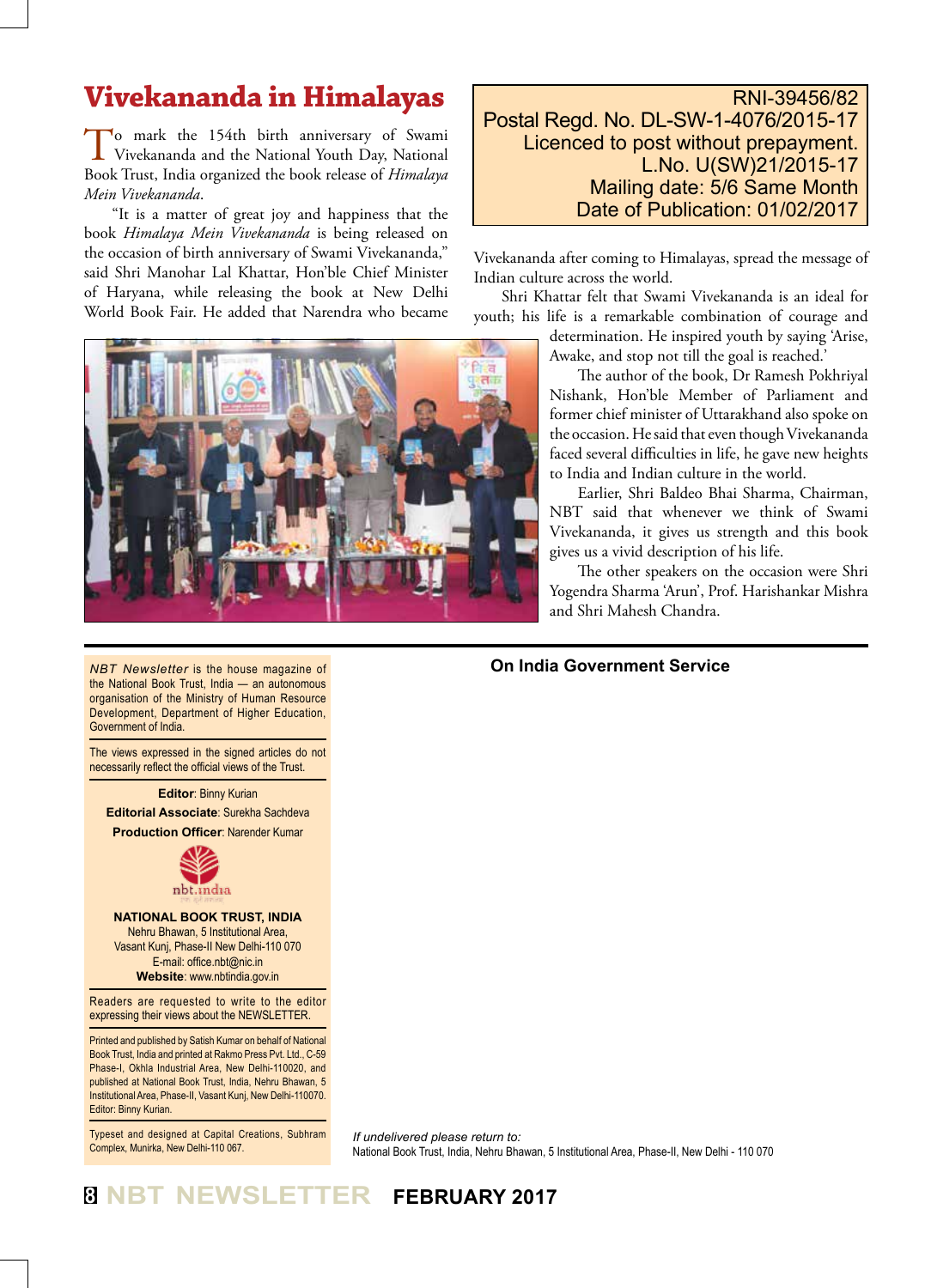# Vivekananda in Himalayas

To mark the 154th birth anniversary of Swami Vivekananda and the National Youth Day, National Book Trust, India organized the book release of *Himalaya Mein Vivekananda*.

"It is a matter of great joy and happiness that the book *Himalaya Mein Vivekananda* is being released on the occasion of birth anniversary of Swami Vivekananda," said Shri Manohar Lal Khattar, Hon'ble Chief Minister of Haryana, while releasing the book at New Delhi World Book Fair. He added that Narendra who became Vivekananda after coming to Himalayas, spread the message of Indian culture across the world.

Shri Khattar felt that Swami Vivekananda is an ideal for youth; his life is a remarkable combination of courage and determination. He inspired youth by saying 'Arise, Awake, and stop not till the goal is reached.'

The author of the book, Dr Ramesh Pokhriyal Nishank, Hon'ble Member of Parliament and former chief minister of Uttarakhand also spoke on the occasion. He said that even though Vivekananda faced several difficulties in life, he gave new heights to India and Indian culture in the world.

Earlier, Shri Baldeo Bhai Sharma, Chairman, NBT said that whenever we think of Swami Vivekananda, it gives us strength and this book gives us a vivid description of his life.

The other speakers on the occasion were Shri Yogendra Sharma 'Arun', Prof. Harishankar Mishra and Shri Mahesh Chandra.

RNI-39456/82
Postal Regd. No. DL-SW-1-4076/2015-17
Licenced to post without prepayment.
L.No. U(SW)21/2015-17
Mailing date: 5/6 Same Month
Date of Publication: 01/02/2017

---

*NBT Newsletter* is the house magazine of the National Book Trust, India — an autonomous organisation of the Ministry of Human Resource Development, Department of Higher Education, Government of India.

The views expressed in the signed articles do not necessarily reflect the official views of the Trust.

**Editor**: Binny Kurian
**Editorial Associate**: Surekha Sachdeva
**Production Officer**: Narender Kumar

**NATIONAL BOOK TRUST, INDIA**
Nehru Bhawan, 5 Institutional Area,
Vasant Kunj, Phase-II New Delhi-110 070
E-mail: office.nbt@nic.in
**Website**: www.nbtindia.gov.in

Readers are requested to write to the editor expressing their views about the NEWSLETTER.

Printed and published by Satish Kumar on behalf of National Book Trust, India and printed at Rakmo Press Pvt. Ltd., C-59 Phase-I, Okhla Industrial Area, New Delhi-110020, and published at National Book Trust, India, Nehru Bhawan, 5 Institutional Area, Phase-II, Vasant Kunj, New Delhi-110070. Editor: Binny Kurian.

Typeset and designed at Capital Creations, Subhram Complex, Munirka, New Delhi-110 067.

**On India Government Service**

*If undelivered please return to:*
National Book Trust, India, Nehru Bhawan, 5 Institutional Area, Phase-II, New Delhi - 110 070